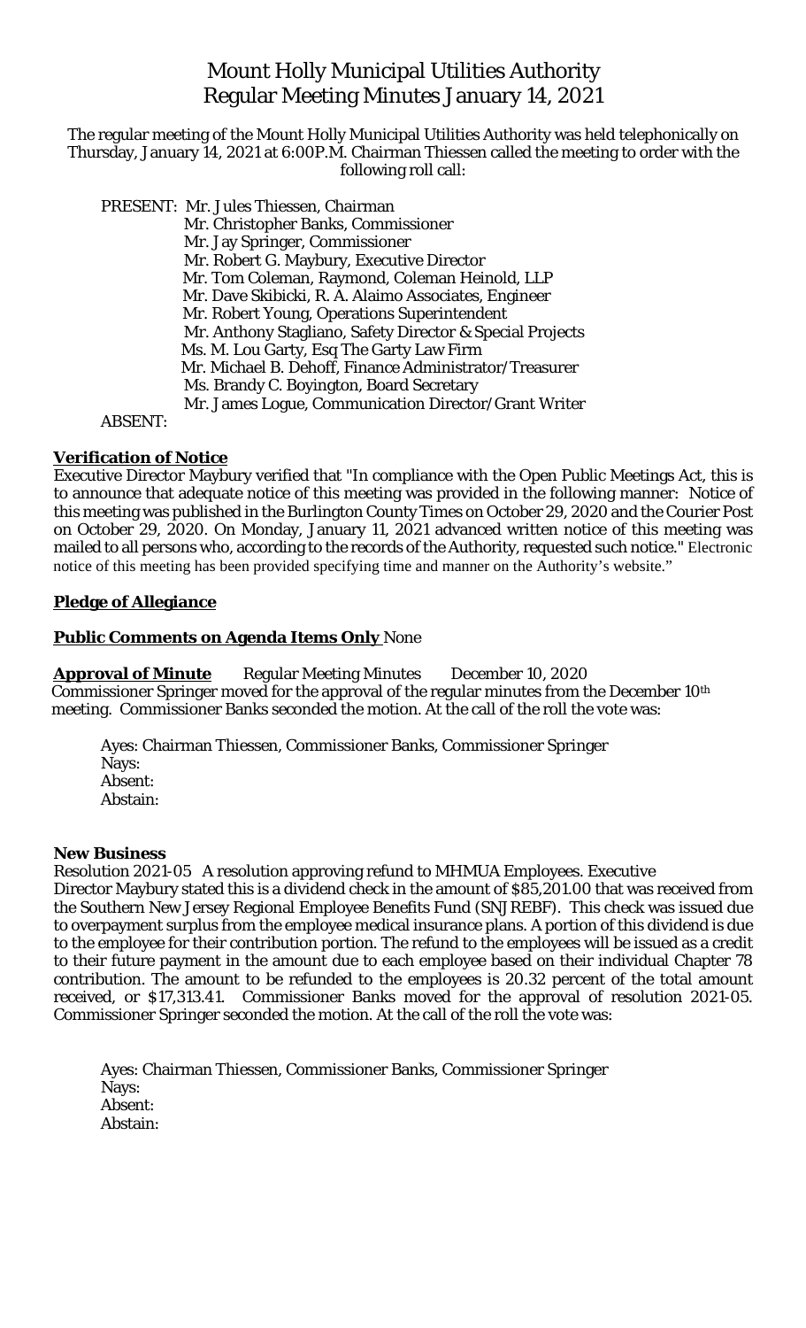# Mount Holly Municipal Utilities Authority
## Regular Meeting Minutes January 14, 2021

The regular meeting of the Mount Holly Municipal Utilities Authority was held telephonically on Thursday, January 14, 2021 at 6:00P.M. Chairman Thiessen called the meeting to order with the following roll call:

PRESENT: Mr. Jules Thiessen, Chairman
Mr. Christopher Banks, Commissioner
Mr. Jay Springer, Commissioner
Mr. Robert G. Maybury, Executive Director
Mr. Tom Coleman, Raymond, Coleman Heinold, LLP
Mr. Dave Skibicki, R. A. Alaimo Associates, Engineer
Mr. Robert Young, Operations Superintendent
Mr. Anthony Stagliano, Safety Director & Special Projects
Ms. M. Lou Garty, Esq The Garty Law Firm
Mr. Michael B. Dehoff, Finance Administrator/Treasurer
Ms. Brandy C. Boyington, Board Secretary
Mr. James Logue, Communication Director/Grant Writer

ABSENT:

**Verification of Notice**

Executive Director Maybury verified that "In compliance with the Open Public Meetings Act, this is to announce that adequate notice of this meeting was provided in the following manner: Notice of this meeting was published in the Burlington County Times on October 29, 2020 and the Courier Post on October 29, 2020. On Monday, January 11, 2021 advanced written notice of this meeting was mailed to all persons who, according to the records of the Authority, requested such notice." Electronic notice of this meeting has been provided specifying time and manner on the Authority's website."

**Pledge of Allegiance**

**Public Comments on Agenda Items Only** None

**Approval of Minute** Regular Meeting Minutes December 10, 2020
Commissioner Springer moved for the approval of the regular minutes from the December 10th meeting. Commissioner Banks seconded the motion. At the call of the roll the vote was:

Ayes: Chairman Thiessen, Commissioner Banks, Commissioner Springer
Nays:
Absent:
Abstain:

**New Business**

Resolution 2021-05 A resolution approving refund to MHMUA Employees. Executive Director Maybury stated this is a dividend check in the amount of $85,201.00 that was received from the Southern New Jersey Regional Employee Benefits Fund (SNJREBF). This check was issued due to overpayment surplus from the employee medical insurance plans. A portion of this dividend is due to the employee for their contribution portion. The refund to the employees will be issued as a credit to their future payment in the amount due to each employee based on their individual Chapter 78 contribution. The amount to be refunded to the employees is 20.32 percent of the total amount received, or $17,313.41. Commissioner Banks moved for the approval of resolution 2021-05. Commissioner Springer seconded the motion. At the call of the roll the vote was:

Ayes: Chairman Thiessen, Commissioner Banks, Commissioner Springer
Nays:
Absent:
Abstain: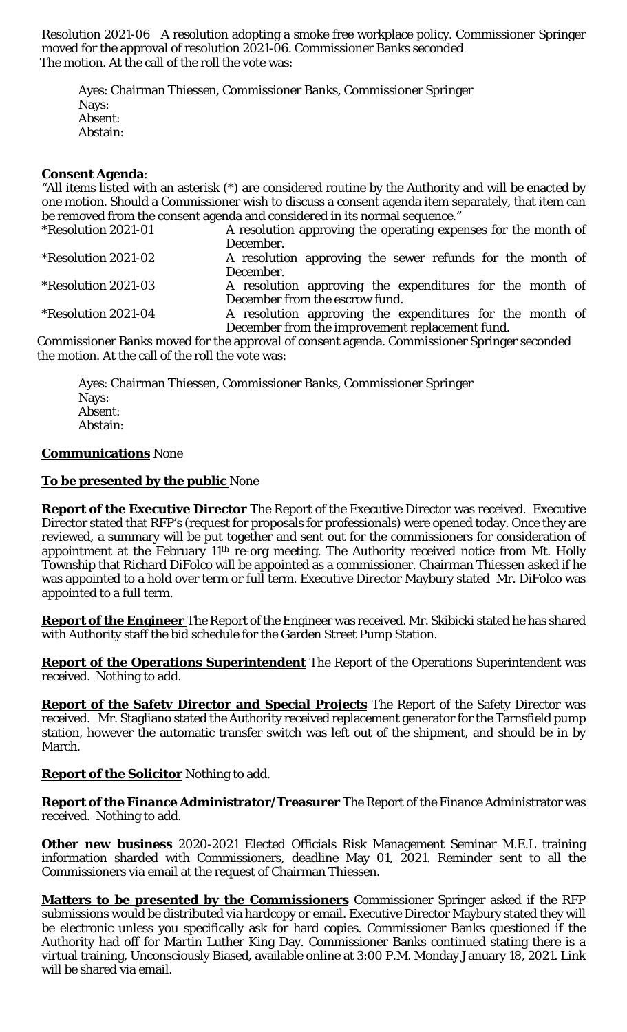Resolution 2021-06 A resolution adopting a smoke free workplace policy. Commissioner Springer moved for the approval of resolution 2021-06. Commissioner Banks seconded The motion. At the call of the roll the vote was:

Ayes: Chairman Thiessen, Commissioner Banks, Commissioner Springer
Nays:
Absent:
Abstain:

**Consent Agenda**:

"All items listed with an asterisk (*) are considered routine by the Authority and will be enacted by one motion. Should a Commissioner wish to discuss a consent agenda item separately, that item can be removed from the consent agenda and considered in its normal sequence."

| | |
|---|---|
| *Resolution 2021-01 | A resolution approving the operating expenses for the month of December. |
| *Resolution 2021-02 | A resolution approving the sewer refunds for the month of December. |
| *Resolution 2021-03 | A resolution approving the expenditures for the month of December from the escrow fund. |
| *Resolution 2021-04 | A resolution approving the expenditures for the month of December from the improvement replacement fund. |

Commissioner Banks moved for the approval of consent agenda. Commissioner Springer seconded the motion. At the call of the roll the vote was:

Ayes: Chairman Thiessen, Commissioner Banks, Commissioner Springer
Nays:
Absent:
Abstain:

**Communications** None

**To be presented by the public** None

**Report of the Executive Director** The Report of the Executive Director was received. Executive Director stated that RFP's (request for proposals for professionals) were opened today. Once they are reviewed, a summary will be put together and sent out for the commissioners for consideration of appointment at the February 11th re-org meeting. The Authority received notice from Mt. Holly Township that Richard DiFolco will be appointed as a commissioner. Chairman Thiessen asked if he was appointed to a hold over term or full term. Executive Director Maybury stated Mr. DiFolco was appointed to a full term.

**Report of the Engineer** The Report of the Engineer was received. Mr. Skibicki stated he has shared with Authority staff the bid schedule for the Garden Street Pump Station.

**Report of the Operations Superintendent** The Report of the Operations Superintendent was received. Nothing to add.

**Report of the Safety Director and Special Projects** The Report of the Safety Director was received. Mr. Stagliano stated the Authority received replacement generator for the Tarnsfield pump station, however the automatic transfer switch was left out of the shipment, and should be in by March.

**Report of the Solicitor** Nothing to add.

**Report of the Finance Administrator/Treasurer** The Report of the Finance Administrator was received. Nothing to add.

**Other new business** 2020-2021 Elected Officials Risk Management Seminar M.E.L training information sharded with Commissioners, deadline May 01, 2021. Reminder sent to all the Commissioners via email at the request of Chairman Thiessen.

**Matters to be presented by the Commissioners** Commissioner Springer asked if the RFP submissions would be distributed via hardcopy or email. Executive Director Maybury stated they will be electronic unless you specifically ask for hard copies. Commissioner Banks questioned if the Authority had off for Martin Luther King Day. Commissioner Banks continued stating there is a virtual training, Unconsciously Biased, available online at 3:00 P.M. Monday January 18, 2021. Link will be shared via email.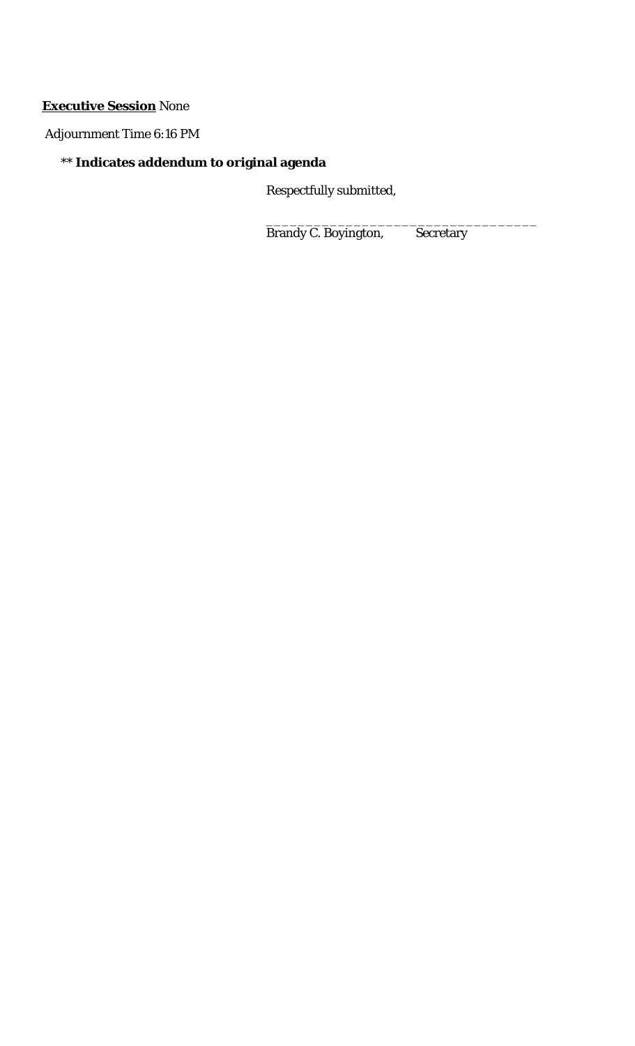**<u>Executive Session</u>** None

Adjournment Time 6:16 PM

** **Indicates addendum to original agenda**

Respectfully submitted,

___________________________________

Brandy C. Boyington, Secretary